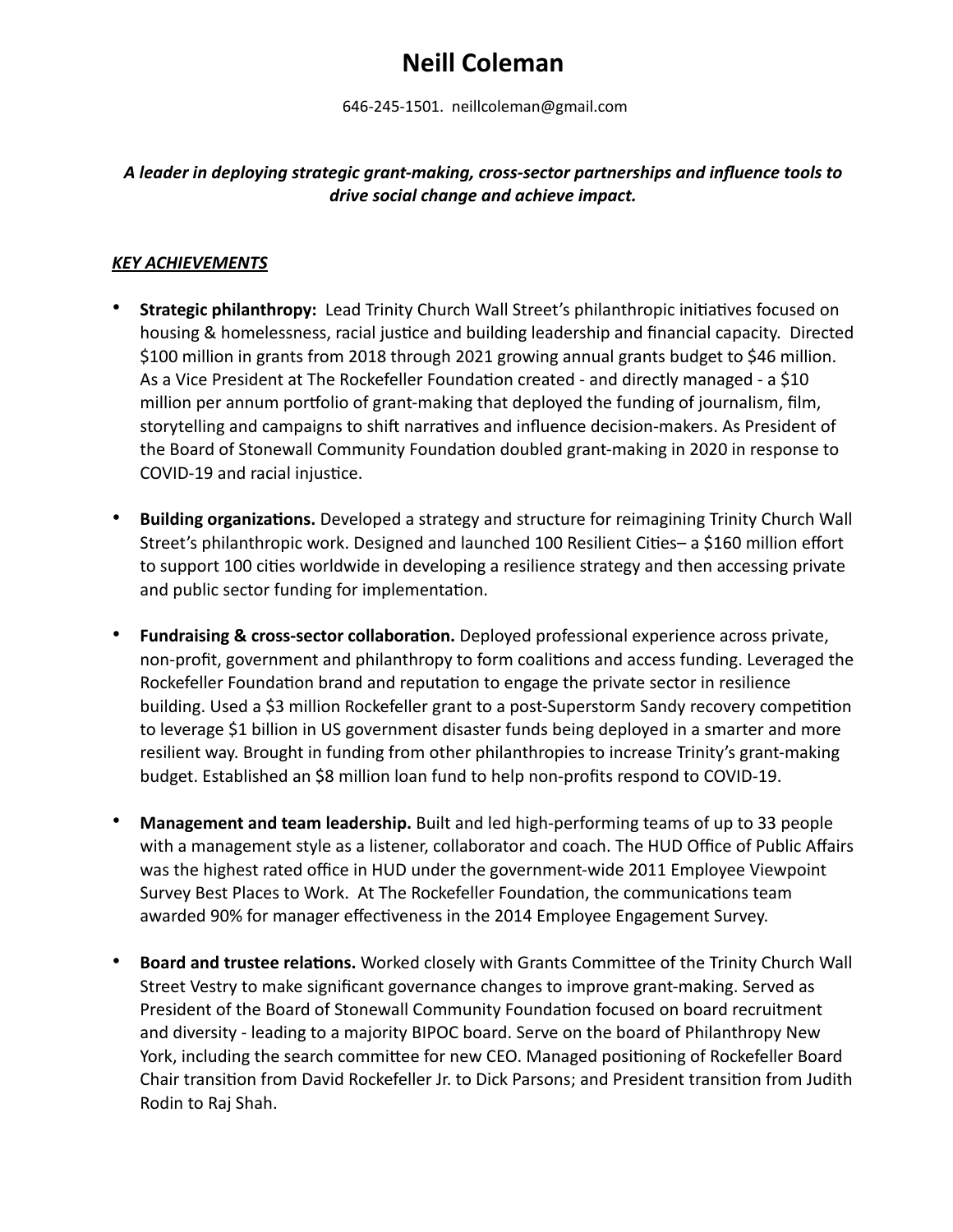# Neill Coleman

646-245-1501. neillcoleman@gmail.com

***A leader in deploying strategic grant-making, cross-sector partnerships and influence tools to drive social change and achieve impact.***

## ***KEY ACHIEVEMENTS***

- **Strategic philanthropy:** Lead Trinity Church Wall Street's philanthropic initiatives focused on housing & homelessness, racial justice and building leadership and financial capacity. Directed $100 million in grants from 2018 through 2021 growing annual grants budget to $46 million. As a Vice President at The Rockefeller Foundation created - and directly managed - a $10 million per annum portfolio of grant-making that deployed the funding of journalism, film, storytelling and campaigns to shift narratives and influence decision-makers. As President of the Board of Stonewall Community Foundation doubled grant-making in 2020 in response to COVID-19 and racial injustice.

- **Building organizations.** Developed a strategy and structure for reimagining Trinity Church Wall Street's philanthropic work. Designed and launched 100 Resilient Cities– a $160 million effort to support 100 cities worldwide in developing a resilience strategy and then accessing private and public sector funding for implementation.

- **Fundraising & cross-sector collaboration.** Deployed professional experience across private, non-profit, government and philanthropy to form coalitions and access funding. Leveraged the Rockefeller Foundation brand and reputation to engage the private sector in resilience building. Used a $3 million Rockefeller grant to a post-Superstorm Sandy recovery competition to leverage $1 billion in US government disaster funds being deployed in a smarter and more resilient way. Brought in funding from other philanthropies to increase Trinity's grant-making budget. Established an $8 million loan fund to help non-profits respond to COVID-19.

- **Management and team leadership.** Built and led high-performing teams of up to 33 people with a management style as a listener, collaborator and coach. The HUD Office of Public Affairs was the highest rated office in HUD under the government-wide 2011 Employee Viewpoint Survey Best Places to Work. At The Rockefeller Foundation, the communications team awarded 90% for manager effectiveness in the 2014 Employee Engagement Survey.

- **Board and trustee relations.** Worked closely with Grants Committee of the Trinity Church Wall Street Vestry to make significant governance changes to improve grant-making. Served as President of the Board of Stonewall Community Foundation focused on board recruitment and diversity - leading to a majority BIPOC board. Serve on the board of Philanthropy New York, including the search committee for new CEO. Managed positioning of Rockefeller Board Chair transition from David Rockefeller Jr. to Dick Parsons; and President transition from Judith Rodin to Raj Shah.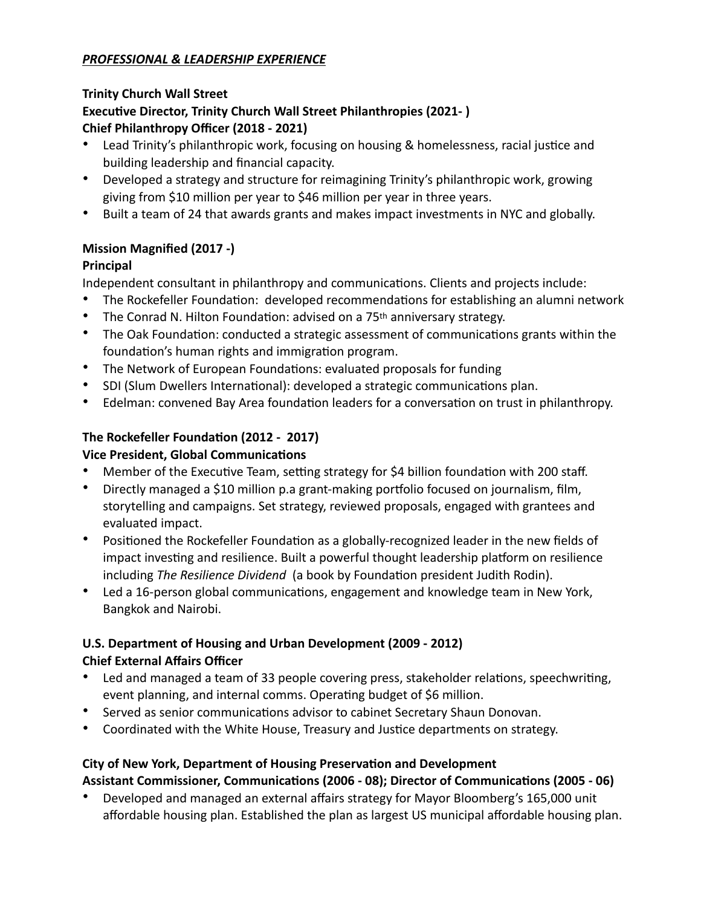***PROFESSIONAL & LEADERSHIP EXPERIENCE***

**Trinity Church Wall Street**
**Executive Director, Trinity Church Wall Street Philanthropies (2021- )**
**Chief Philanthropy Officer (2018 - 2021)**

- Lead Trinity's philanthropic work, focusing on housing & homelessness, racial justice and building leadership and financial capacity.
- Developed a strategy and structure for reimagining Trinity's philanthropic work, growing giving from $10 million per year to $46 million per year in three years.
- Built a team of 24 that awards grants and makes impact investments in NYC and globally.

**Mission Magnified (2017 -)**
**Principal**

Independent consultant in philanthropy and communications. Clients and projects include:

- The Rockefeller Foundation: developed recommendations for establishing an alumni network
- The Conrad N. Hilton Foundation: advised on a 75th anniversary strategy.
- The Oak Foundation: conducted a strategic assessment of communications grants within the foundation's human rights and immigration program.
- The Network of European Foundations: evaluated proposals for funding
- SDI (Slum Dwellers International): developed a strategic communications plan.
- Edelman: convened Bay Area foundation leaders for a conversation on trust in philanthropy.

**The Rockefeller Foundation (2012 - 2017)**
**Vice President, Global Communications**

- Member of the Executive Team, setting strategy for $4 billion foundation with 200 staff.
- Directly managed a $10 million p.a grant-making portfolio focused on journalism, film, storytelling and campaigns. Set strategy, reviewed proposals, engaged with grantees and evaluated impact.
- Positioned the Rockefeller Foundation as a globally-recognized leader in the new fields of impact investing and resilience. Built a powerful thought leadership platform on resilience including *The Resilience Dividend* (a book by Foundation president Judith Rodin).
- Led a 16-person global communications, engagement and knowledge team in New York, Bangkok and Nairobi.

**U.S. Department of Housing and Urban Development (2009 - 2012)**
**Chief External Affairs Officer**

- Led and managed a team of 33 people covering press, stakeholder relations, speechwriting, event planning, and internal comms. Operating budget of $6 million.
- Served as senior communications advisor to cabinet Secretary Shaun Donovan.
- Coordinated with the White House, Treasury and Justice departments on strategy.

**City of New York, Department of Housing Preservation and Development**
**Assistant Commissioner, Communications (2006 - 08); Director of Communications (2005 - 06)**

- Developed and managed an external affairs strategy for Mayor Bloomberg's 165,000 unit affordable housing plan. Established the plan as largest US municipal affordable housing plan.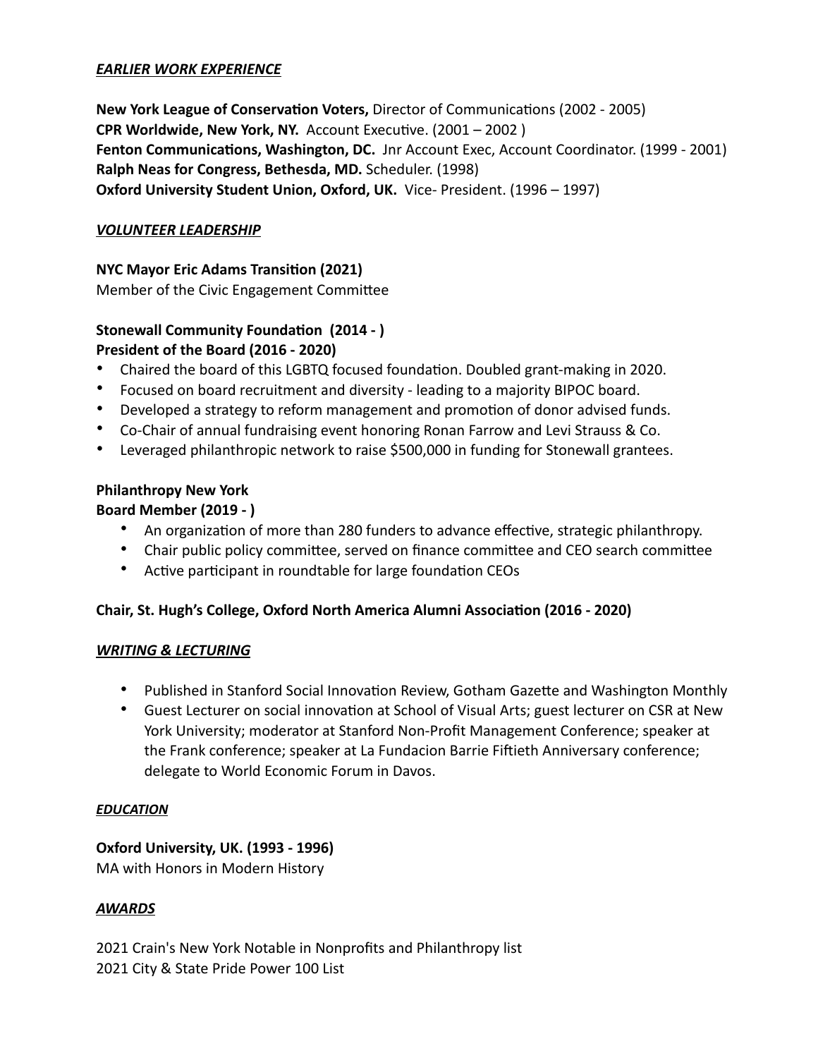## ***EARLIER WORK EXPERIENCE***

**New York League of Conservation Voters,** Director of Communications (2002 - 2005)
**CPR Worldwide, New York, NY.** Account Executive. (2001 – 2002 )
**Fenton Communications, Washington, DC.** Jnr Account Exec, Account Coordinator. (1999 - 2001)
**Ralph Neas for Congress, Bethesda, MD.** Scheduler. (1998)
**Oxford University Student Union, Oxford, UK.** Vice- President. (1996 – 1997)

## ***VOLUNTEER LEADERSHIP***

**NYC Mayor Eric Adams Transition (2021)**
Member of the Civic Engagement Committee

**Stonewall Community Foundation (2014 - )**
**President of the Board (2016 - 2020)**

- Chaired the board of this LGBTQ focused foundation. Doubled grant-making in 2020.
- Focused on board recruitment and diversity - leading to a majority BIPOC board.
- Developed a strategy to reform management and promotion of donor advised funds.
- Co-Chair of annual fundraising event honoring Ronan Farrow and Levi Strauss & Co.
- Leveraged philanthropic network to raise $500,000 in funding for Stonewall grantees.

**Philanthropy New York**
**Board Member (2019 - )**

- An organization of more than 280 funders to advance effective, strategic philanthropy.
- Chair public policy committee, served on finance committee and CEO search committee
- Active participant in roundtable for large foundation CEOs

**Chair, St. Hugh's College, Oxford North America Alumni Association (2016 - 2020)**

## ***WRITING & LECTURING***

- Published in Stanford Social Innovation Review, Gotham Gazette and Washington Monthly
- Guest Lecturer on social innovation at School of Visual Arts; guest lecturer on CSR at New York University; moderator at Stanford Non-Profit Management Conference; speaker at the Frank conference; speaker at La Fundacion Barrie Fiftieth Anniversary conference; delegate to World Economic Forum in Davos.

## ***EDUCATION***

**Oxford University, UK. (1993 - 1996)**
MA with Honors in Modern History

## ***AWARDS***

2021 Crain's New York Notable in Nonprofits and Philanthropy list
2021 City & State Pride Power 100 List